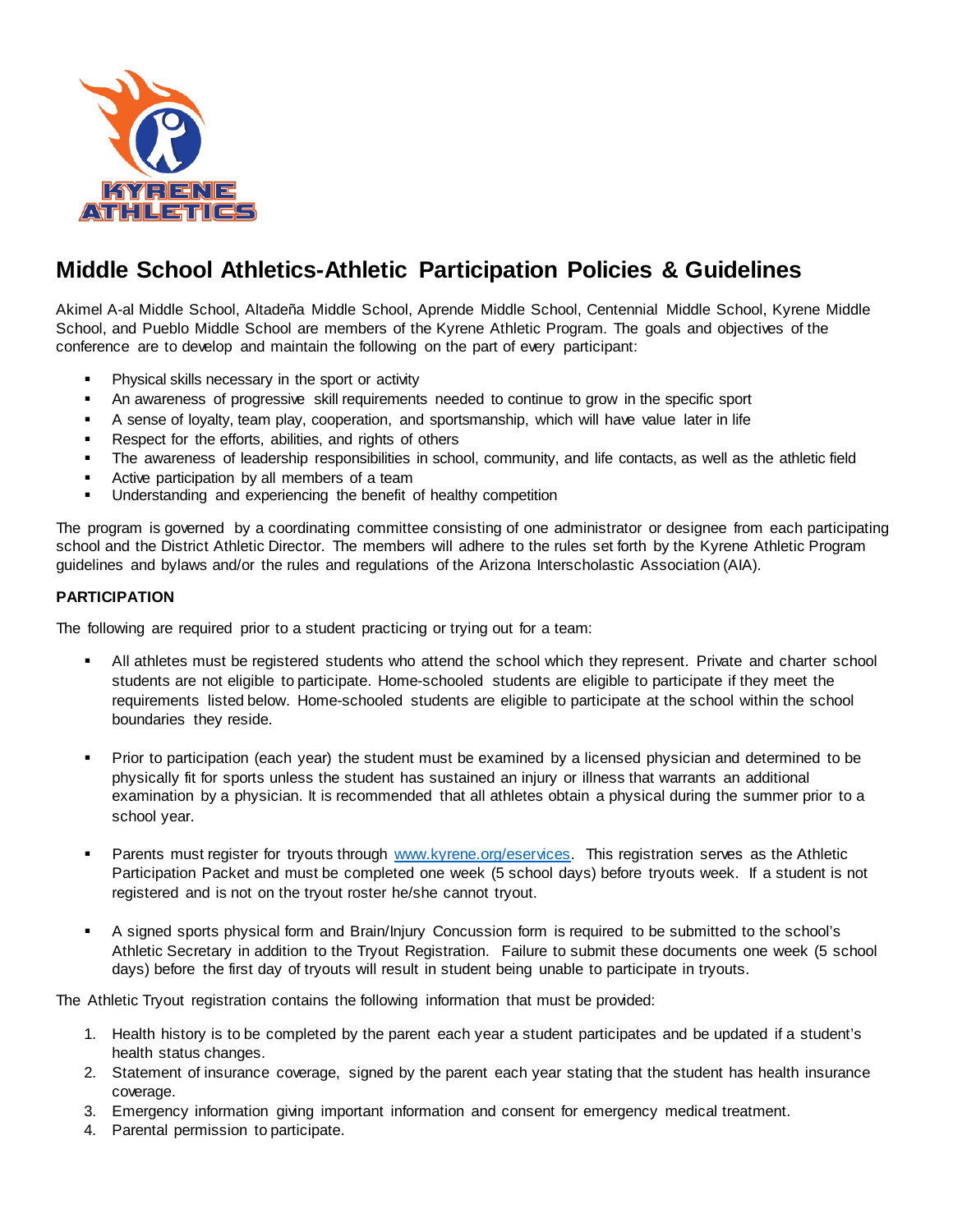# Middle School Athletics-Athletic Participation Policies & Guidelines

Akimel A-al Middle School, Altadeña Middle School, Aprende Middle School, Centennial Middle School, Kyrene Middle School, and Pueblo Middle School are members of the Kyrene Athletic Program. The goals and objectives of the conference are to develop and maintain the following on the part of every participant:

- Physical skills necessary in the sport or activity
- An awareness of progressive skill requirements needed to continue to grow in the specific sport
- A sense of loyalty, team play, cooperation, and sportsmanship, which will have value later in life
- Respect for the efforts, abilities, and rights of others
- The awareness of leadership responsibilities in school, community, and life contacts, as well as the athletic field
- Active participation by all members of a team
- Understanding and experiencing the benefit of healthy competition

The program is governed by a coordinating committee consisting of one administrator or designee from each participating school and the District Athletic Director. The members will adhere to the rules set forth by the Kyrene Athletic Program guidelines and bylaws and/or the rules and regulations of the Arizona Interscholastic Association (AIA).

**PARTICIPATION**

The following are required prior to a student practicing or trying out for a team:

- All athletes must be registered students who attend the school which they represent. Private and charter school students are not eligible to participate. Home-schooled students are eligible to participate if they meet the requirements listed below. Home-schooled students are eligible to participate at the school within the school boundaries they reside.

- Prior to participation (each year) the student must be examined by a licensed physician and determined to be physically fit for sports unless the student has sustained an injury or illness that warrants an additional examination by a physician. It is recommended that all athletes obtain a physical during the summer prior to a school year.

- Parents must register for tryouts through [www.kyrene.org/eservices](www.kyrene.org/eservices). This registration serves as the Athletic Participation Packet and must be completed one week (5 school days) before tryouts week. If a student is not registered and is not on the tryout roster he/she cannot tryout.

- A signed sports physical form and Brain/Injury Concussion form is required to be submitted to the school's Athletic Secretary in addition to the Tryout Registration. Failure to submit these documents one week (5 school days) before the first day of tryouts will result in student being unable to participate in tryouts.

The Athletic Tryout registration contains the following information that must be provided:

1. Health history is to be completed by the parent each year a student participates and be updated if a student's health status changes.
2. Statement of insurance coverage, signed by the parent each year stating that the student has health insurance coverage.
3. Emergency information giving important information and consent for emergency medical treatment.
4. Parental permission to participate.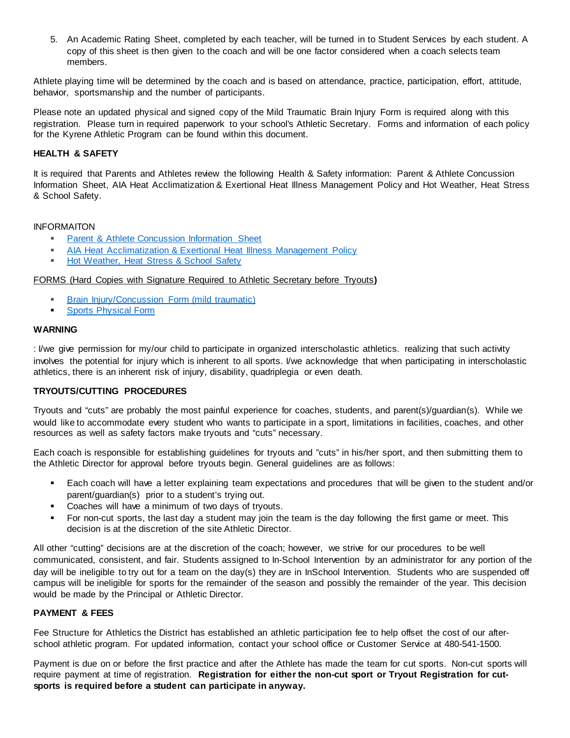5. An Academic Rating Sheet, completed by each teacher, will be turned in to Student Services by each student. A copy of this sheet is then given to the coach and will be one factor considered when a coach selects team members.

Athlete playing time will be determined by the coach and is based on attendance, practice, participation, effort, attitude, behavior, sportsmanship and the number of participants.

Please note an updated physical and signed copy of the Mild Traumatic Brain Injury Form is required along with this registration. Please turn in required paperwork to your school's Athletic Secretary. Forms and information of each policy for the Kyrene Athletic Program can be found within this document.

**HEALTH & SAFETY**

It is required that Parents and Athletes review the following Health & Safety information: Parent & Athlete Concussion Information Sheet, AIA Heat Acclimatization & Exertional Heat Illness Management Policy and Hot Weather, Heat Stress & School Safety.

INFORMAITON

- Parent & Athlete Concussion Information Sheet
- AIA Heat Acclimatization & Exertional Heat Illness Management Policy
- Hot Weather, Heat Stress & School Safety

FORMS (Hard Copies with Signature Required to Athletic Secretary before Tryouts**)**

- Brain Injury/Concussion Form (mild traumatic)
- Sports Physical Form

**WARNING**

: I/we give permission for my/our child to participate in organized interscholastic athletics. realizing that such activity involves the potential for injury which is inherent to all sports. I/we acknowledge that when participating in interscholastic athletics, there is an inherent risk of injury, disability, quadriplegia or even death.

**TRYOUTS/CUTTING PROCEDURES**

Tryouts and "cuts" are probably the most painful experience for coaches, students, and parent(s)/guardian(s). While we would like to accommodate every student who wants to participate in a sport, limitations in facilities, coaches, and other resources as well as safety factors make tryouts and "cuts" necessary.

Each coach is responsible for establishing guidelines for tryouts and "cuts" in his/her sport, and then submitting them to the Athletic Director for approval before tryouts begin. General guidelines are as follows:

- Each coach will have a letter explaining team expectations and procedures that will be given to the student and/or parent/guardian(s) prior to a student's trying out.
- Coaches will have a minimum of two days of tryouts.
- For non-cut sports, the last day a student may join the team is the day following the first game or meet. This decision is at the discretion of the site Athletic Director.

All other "cutting" decisions are at the discretion of the coach; however, we strive for our procedures to be well communicated, consistent, and fair. Students assigned to In-School Intervention by an administrator for any portion of the day will be ineligible to try out for a team on the day(s) they are in InSchool Intervention. Students who are suspended off campus will be ineligible for sports for the remainder of the season and possibly the remainder of the year. This decision would be made by the Principal or Athletic Director.

**PAYMENT & FEES**

Fee Structure for Athletics the District has established an athletic participation fee to help offset the cost of our after-school athletic program. For updated information, contact your school office or Customer Service at 480-541-1500.

Payment is due on or before the first practice and after the Athlete has made the team for cut sports. Non-cut sports will require payment at time of registration. **Registration for either the non-cut sport or Tryout Registration for cut-sports is required before a student can participate in anyway.**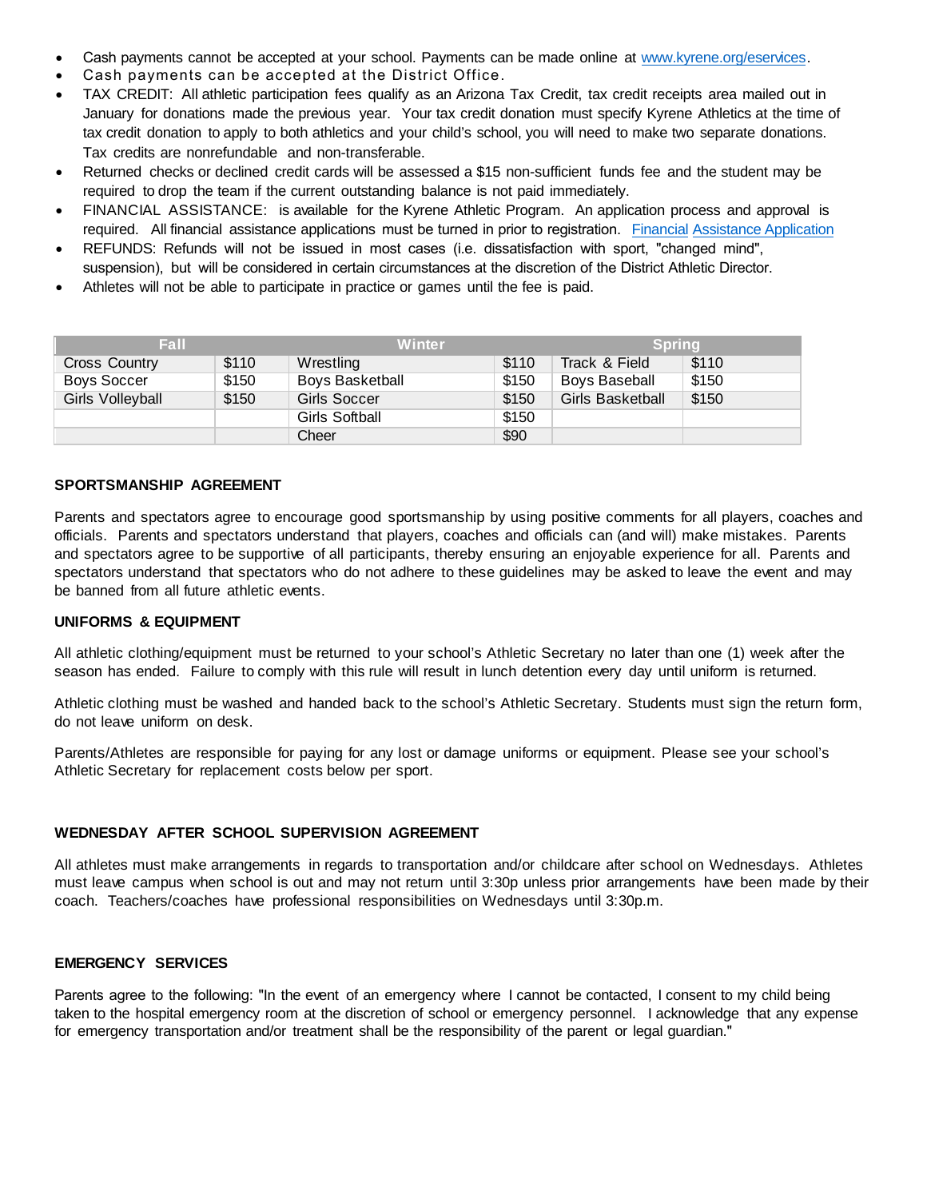- Cash payments cannot be accepted at your school. Payments can be made online at www.kyrene.org/eservices.
- Cash payments can be accepted at the District Office.
- TAX CREDIT: All athletic participation fees qualify as an Arizona Tax Credit, tax credit receipts area mailed out in January for donations made the previous year. Your tax credit donation must specify Kyrene Athletics at the time of tax credit donation to apply to both athletics and your child's school, you will need to make two separate donations. Tax credits are nonrefundable and non-transferable.
- Returned checks or declined credit cards will be assessed a $15 non-sufficient funds fee and the student may be required to drop the team if the current outstanding balance is not paid immediately.
- FINANCIAL ASSISTANCE: is available for the Kyrene Athletic Program. An application process and approval is required. All financial assistance applications must be turned in prior to registration. Financial Assistance Application
- REFUNDS: Refunds will not be issued in most cases (i.e. dissatisfaction with sport, "changed mind", suspension), but will be considered in certain circumstances at the discretion of the District Athletic Director.
- Athletes will not be able to participate in practice or games until the fee is paid.

| Fall | | Winter | | Spring | |
|---|---|---|---|---|---|
| Cross Country | $110 | Wrestling | $110 | Track & Field | $110 |
| Boys Soccer | $150 | Boys Basketball | $150 | Boys Baseball | $150 |
| Girls Volleyball | $150 | Girls Soccer | $150 | Girls Basketball | $150 |
| | | Girls Softball | $150 | | |
| | | Cheer | $90 | | |

**SPORTSMANSHIP AGREEMENT**

Parents and spectators agree to encourage good sportsmanship by using positive comments for all players, coaches and officials. Parents and spectators understand that players, coaches and officials can (and will) make mistakes. Parents and spectators agree to be supportive of all participants, thereby ensuring an enjoyable experience for all. Parents and spectators understand that spectators who do not adhere to these guidelines may be asked to leave the event and may be banned from all future athletic events.

**UNIFORMS & EQUIPMENT**

All athletic clothing/equipment must be returned to your school's Athletic Secretary no later than one (1) week after the season has ended. Failure to comply with this rule will result in lunch detention every day until uniform is returned.

Athletic clothing must be washed and handed back to the school's Athletic Secretary. Students must sign the return form, do not leave uniform on desk.

Parents/Athletes are responsible for paying for any lost or damage uniforms or equipment. Please see your school's Athletic Secretary for replacement costs below per sport.

**WEDNESDAY AFTER SCHOOL SUPERVISION AGREEMENT**

All athletes must make arrangements in regards to transportation and/or childcare after school on Wednesdays. Athletes must leave campus when school is out and may not return until 3:30p unless prior arrangements have been made by their coach. Teachers/coaches have professional responsibilities on Wednesdays until 3:30p.m.

**EMERGENCY SERVICES**

Parents agree to the following: "In the event of an emergency where I cannot be contacted, I consent to my child being taken to the hospital emergency room at the discretion of school or emergency personnel. I acknowledge that any expense for emergency transportation and/or treatment shall be the responsibility of the parent or legal guardian."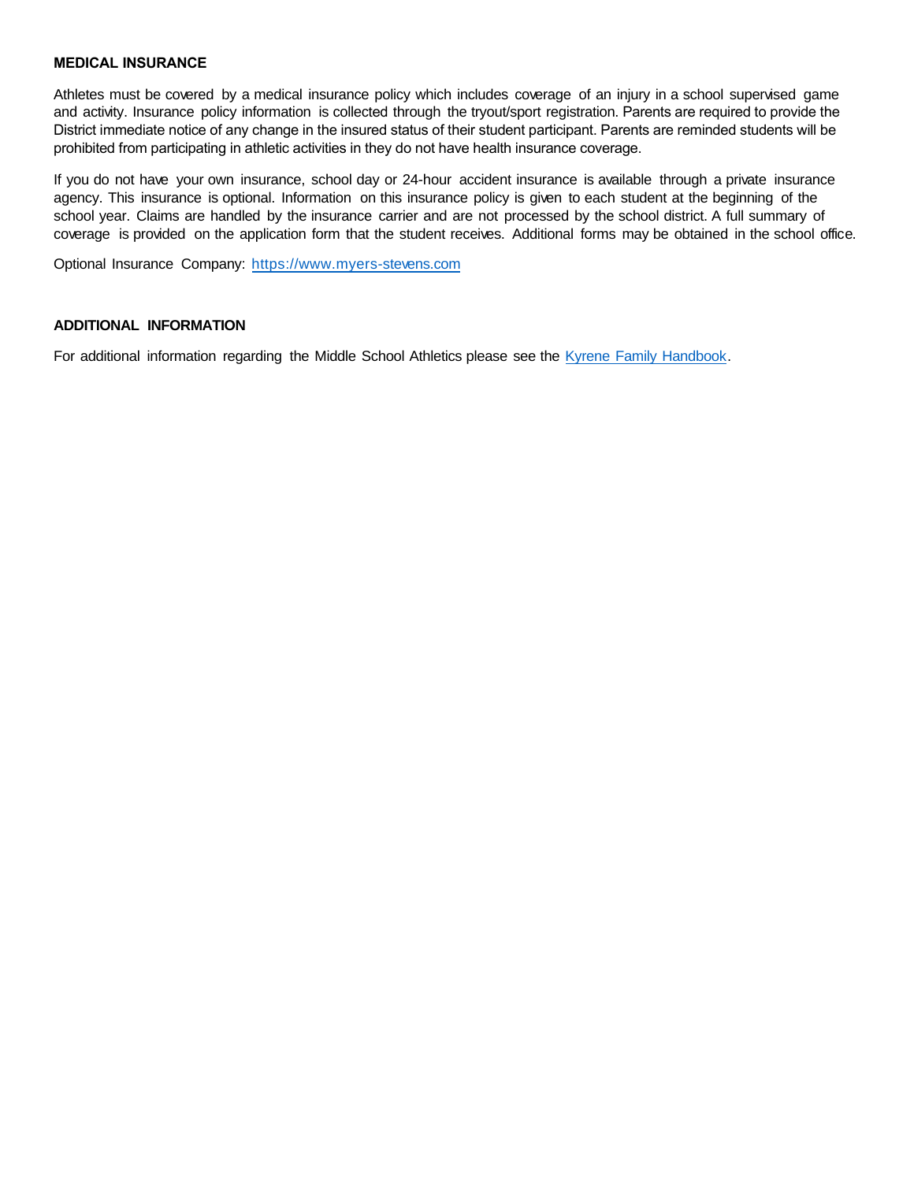## MEDICAL INSURANCE

Athletes must be covered by a medical insurance policy which includes coverage of an injury in a school supervised game and activity. Insurance policy information is collected through the tryout/sport registration. Parents are required to provide the District immediate notice of any change in the insured status of their student participant. Parents are reminded students will be prohibited from participating in athletic activities in they do not have health insurance coverage.

If you do not have your own insurance, school day or 24-hour accident insurance is available through a private insurance agency. This insurance is optional. Information on this insurance policy is given to each student at the beginning of the school year. Claims are handled by the insurance carrier and are not processed by the school district. A full summary of coverage is provided on the application form that the student receives. Additional forms may be obtained in the school office.

Optional Insurance Company: [https://www.myers-stevens.com](https://www.myers-stevens.com)

## ADDITIONAL INFORMATION

For additional information regarding the Middle School Athletics please see the Kyrene Family Handbook.